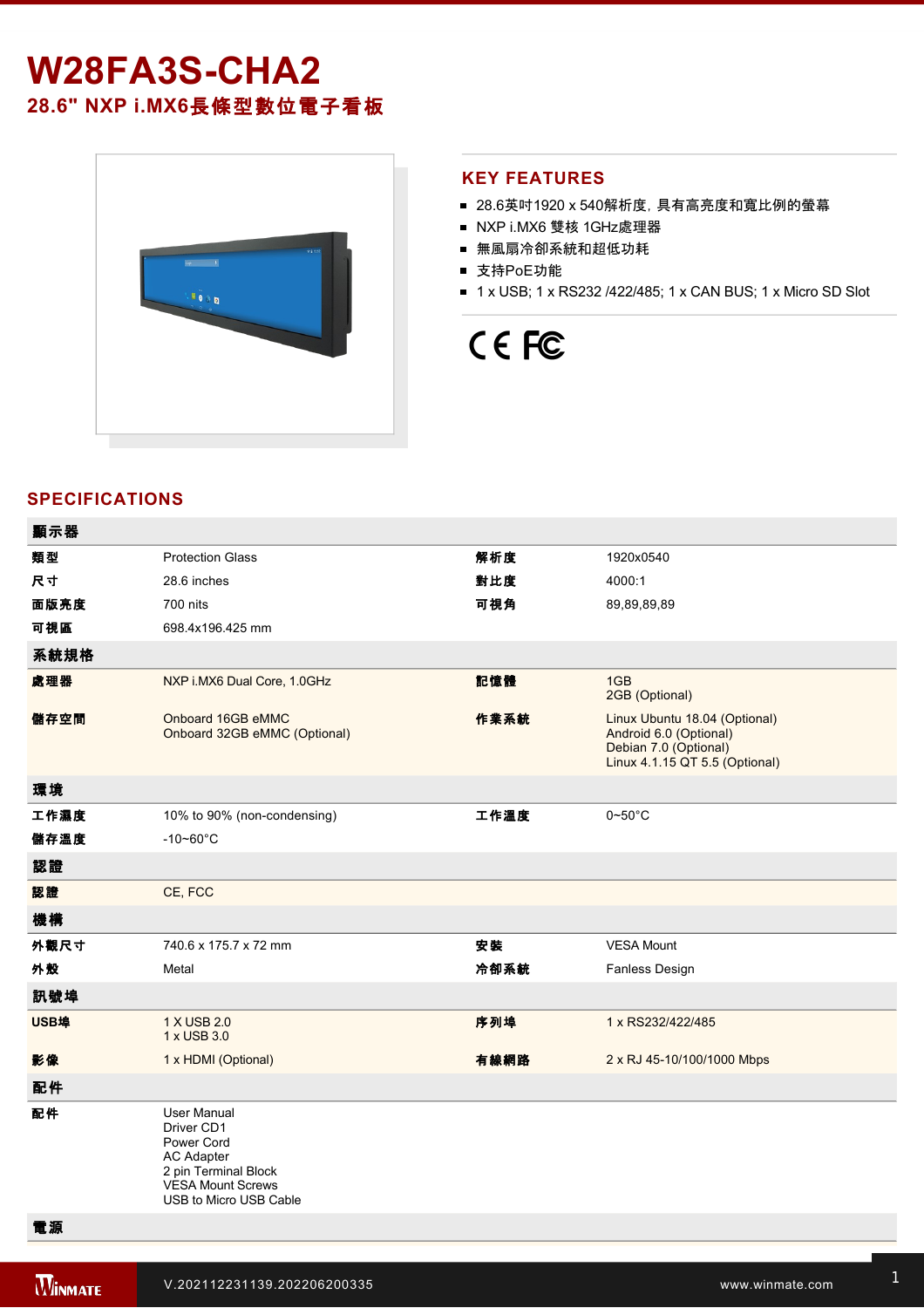# W28FA3S-CHA2

## 28.6" NXP i.MX6長條型數位電子看板

## KEY FEATURES

- 28.6英吋1920 x 540解析度，具有高亮度和寬比例的螢幕
- NXP i.MX6 雙核 1GHz處理器
- 無風扇冷卻系統和超低功耗
- 支持PoE功能
- 1 x USB; 1 x RS232 /422/485; 1 x CAN BUS; 1 x Micro SD Slot

## SPECIFICATIONS

| 顯示器 | | | |
|---|---|---|---|
| 類型 | Protection Glass | 解析度 | 1920x0540 |
| 尺寸 | 28.6 inches | 對比度 | 4000:1 |
| 面版亮度 | 700 nits | 可視角 | 89,89,89,89 |
| 可視區 | 698.4x196.425 mm | | |
| **系統規格** | | | |
| 處理器 | NXP i.MX6 Dual Core, 1.0GHz | 記憶體 | 1GB<br>2GB (Optional) |
| 儲存空間 | Onboard 16GB eMMC<br>Onboard 32GB eMMC (Optional) | 作業系統 | Linux Ubuntu 18.04 (Optional)<br>Android 6.0 (Optional)<br>Debian 7.0 (Optional)<br>Linux 4.1.15 QT 5.5 (Optional) |
| **環境** | | | |
| 工作濕度 | 10% to 90% (non-condensing) | 工作溫度 | 0~50°C |
| 儲存溫度 | -10~60°C | | |
| **認證** | | | |
| 認證 | CE, FCC | | |
| **機構** | | | |
| 外觀尺寸 | 740.6 x 175.7 x 72 mm | 安裝 | VESA Mount |
| 外殼 | Metal | 冷卻系統 | Fanless Design |
| **訊號埠** | | | |
| USB埠 | 1 X USB 2.0<br>1 x USB 3.0 | 序列埠 | 1 x RS232/422/485 |
| 影像 | 1 x HDMI (Optional) | 有線網路 | 2 x RJ 45-10/100/1000 Mbps |
| **配件** | | | |
| 配件 | User Manual<br>Driver CD1<br>Power Cord<br>AC Adapter<br>2 pin Terminal Block<br>VESA Mount Screws<br>USB to Micro USB Cable | | |
| **電源** | | | |

V.202112231139.202206200335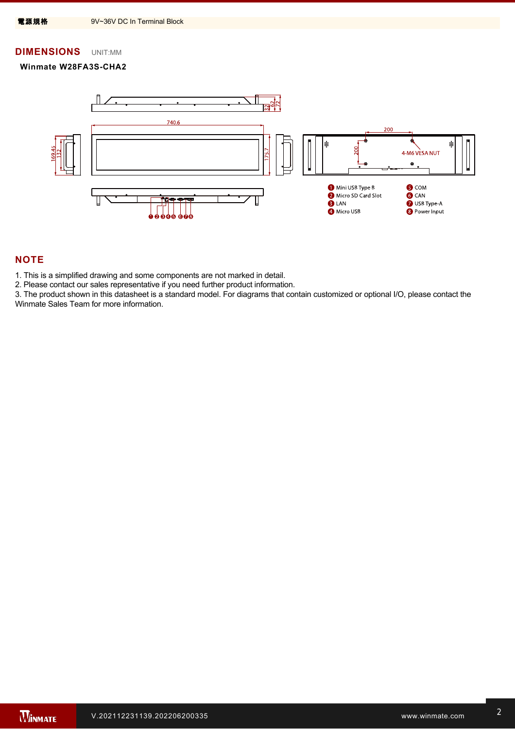| | |
|---|---|
| 電源規格 | 9V~36V DC In Terminal Block |

## DIMENSIONS UNIT:MM

**Winmate W28FA3S-CHA2**

740.6

32
62
72

169.45
132

175.7

200
200
4-M6 VESA NUT

1 Mini USB Type B
2 Micro SD Card Slot
3 LAN
4 Micro USB
5 COM
6 CAN
7 USB Type-A
8 Power Input

## NOTE

1. This is a simplified drawing and some components are not marked in detail.
2. Please contact our sales representative if you need further product information.
3. The product shown in this datasheet is a standard model. For diagrams that contain customized or optional I/O, please contact the Winmate Sales Team for more information.